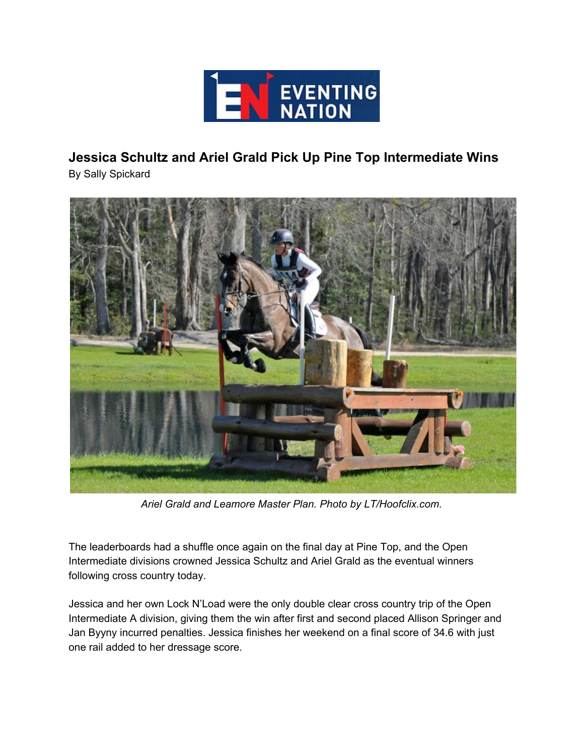EVENTING NATION

# Jessica Schultz and Ariel Grald Pick Up Pine Top Intermediate Wins

By Sally Spickard

*Ariel Grald and Leamore Master Plan. Photo by LT/Hoofclix.com.*

The leaderboards had a shuffle once again on the final day at Pine Top, and the Open Intermediate divisions crowned Jessica Schultz and Ariel Grald as the eventual winners following cross country today.

Jessica and her own Lock N'Load were the only double clear cross country trip of the Open Intermediate A division, giving them the win after first and second placed Allison Springer and Jan Byyny incurred penalties. Jessica finishes her weekend on a final score of 34.6 with just one rail added to her dressage score.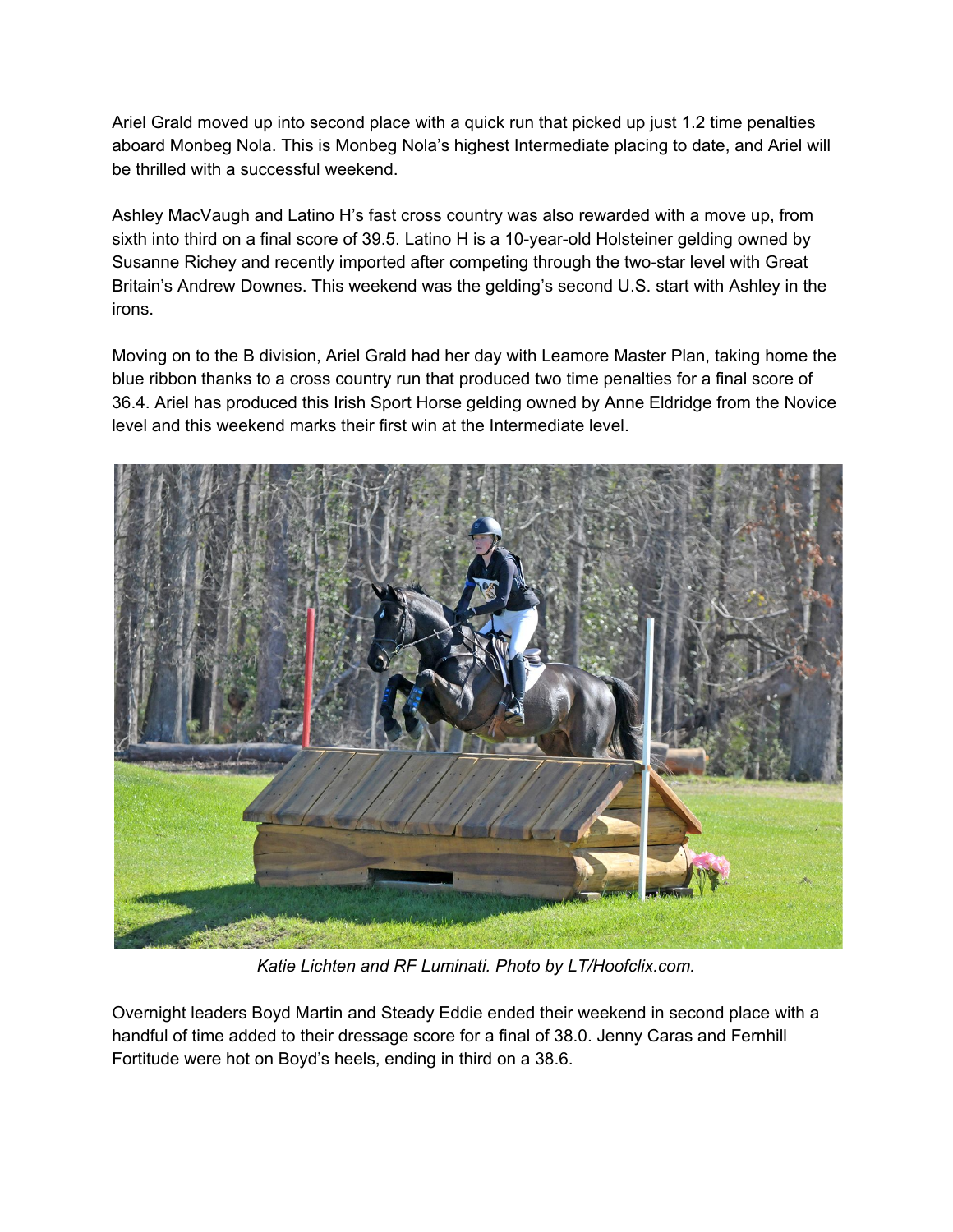Ariel Grald moved up into second place with a quick run that picked up just 1.2 time penalties aboard Monbeg Nola. This is Monbeg Nola's highest Intermediate placing to date, and Ariel will be thrilled with a successful weekend.

Ashley MacVaugh and Latino H's fast cross country was also rewarded with a move up, from sixth into third on a final score of 39.5. Latino H is a 10-year-old Holsteiner gelding owned by Susanne Richey and recently imported after competing through the two-star level with Great Britain's Andrew Downes. This weekend was the gelding's second U.S. start with Ashley in the irons.

Moving on to the B division, Ariel Grald had her day with Leamore Master Plan, taking home the blue ribbon thanks to a cross country run that produced two time penalties for a final score of 36.4. Ariel has produced this Irish Sport Horse gelding owned by Anne Eldridge from the Novice level and this weekend marks their first win at the Intermediate level.

*Katie Lichten and RF Luminati. Photo by LT/Hoofclix.com.*

Overnight leaders Boyd Martin and Steady Eddie ended their weekend in second place with a handful of time added to their dressage score for a final of 38.0. Jenny Caras and Fernhill Fortitude were hot on Boyd's heels, ending in third on a 38.6.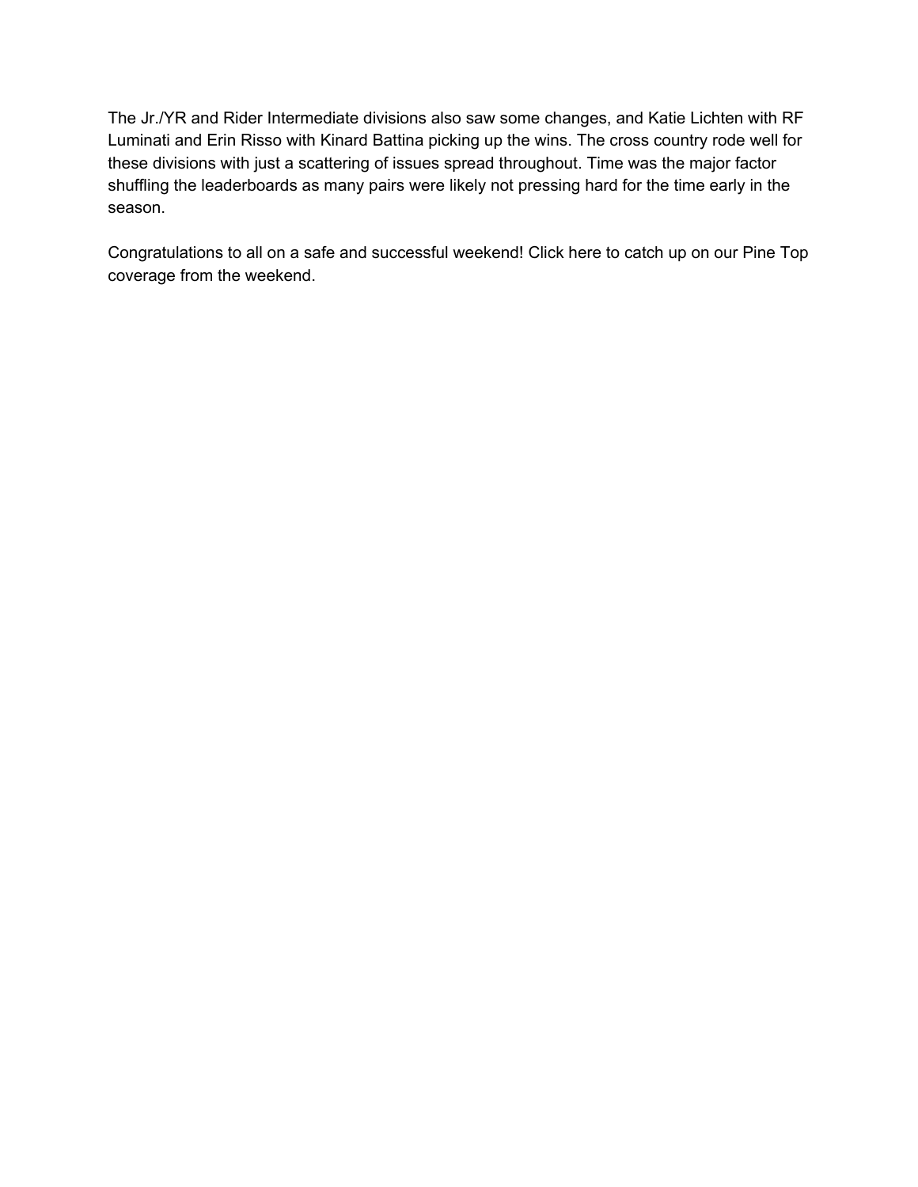The Jr./YR and Rider Intermediate divisions also saw some changes, and Katie Lichten with RF Luminati and Erin Risso with Kinard Battina picking up the wins. The cross country rode well for these divisions with just a scattering of issues spread throughout. Time was the major factor shuffling the leaderboards as many pairs were likely not pressing hard for the time early in the season.

Congratulations to all on a safe and successful weekend! Click here to catch up on our Pine Top coverage from the weekend.